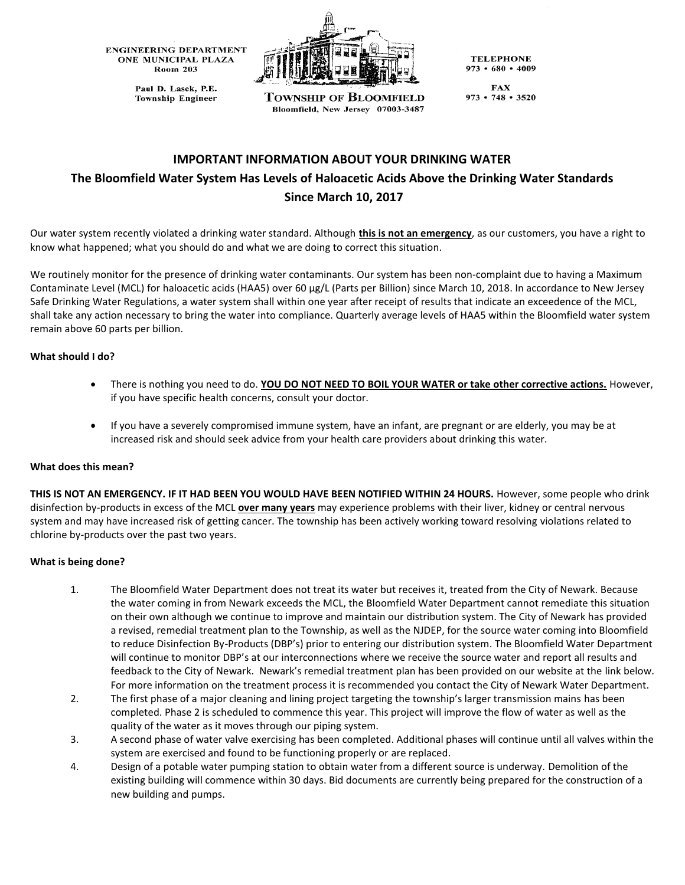ENGINEERING DEPARTMENT
ONE MUNICIPAL PLAZA
Room 203

Paul D. Lasek, P.E.
Township Engineer

TOWNSHIP OF BLOOMFIELD
Bloomfield, New Jersey 07003-3487

TELEPHONE
973 • 680 • 4009

FAX
973 • 748 • 3520

# IMPORTANT INFORMATION ABOUT YOUR DRINKING WATER

## The Bloomfield Water System Has Levels of Haloacetic Acids Above the Drinking Water Standards Since March 10, 2017

Our water system recently violated a drinking water standard. Although **this is not an emergency**, as our customers, you have a right to know what happened; what you should do and what we are doing to correct this situation.

We routinely monitor for the presence of drinking water contaminants. Our system has been non-complaint due to having a Maximum Contaminate Level (MCL) for haloacetic acids (HAA5) over 60 µg/L (Parts per Billion) since March 10, 2018. In accordance to New Jersey Safe Drinking Water Regulations, a water system shall within one year after receipt of results that indicate an exceedence of the MCL, shall take any action necessary to bring the water into compliance. Quarterly average levels of HAA5 within the Bloomfield water system remain above 60 parts per billion.

**What should I do?**

- There is nothing you need to do. **YOU DO NOT NEED TO BOIL YOUR WATER or take other corrective actions.** However, if you have specific health concerns, consult your doctor.
- If you have a severely compromised immune system, have an infant, are pregnant or are elderly, you may be at increased risk and should seek advice from your health care providers about drinking this water.

**What does this mean?**

**THIS IS NOT AN EMERGENCY. IF IT HAD BEEN YOU WOULD HAVE BEEN NOTIFIED WITHIN 24 HOURS.** However, some people who drink disinfection by-products in excess of the MCL **over many years** may experience problems with their liver, kidney or central nervous system and may have increased risk of getting cancer. The township has been actively working toward resolving violations related to chlorine by-products over the past two years.

**What is being done?**

1. The Bloomfield Water Department does not treat its water but receives it, treated from the City of Newark. Because the water coming in from Newark exceeds the MCL, the Bloomfield Water Department cannot remediate this situation on their own although we continue to improve and maintain our distribution system. The City of Newark has provided a revised, remedial treatment plan to the Township, as well as the NJDEP, for the source water coming into Bloomfield to reduce Disinfection By-Products (DBP's) prior to entering our distribution system. The Bloomfield Water Department will continue to monitor DBP's at our interconnections where we receive the source water and report all results and feedback to the City of Newark. Newark's remedial treatment plan has been provided on our website at the link below. For more information on the treatment process it is recommended you contact the City of Newark Water Department.
2. The first phase of a major cleaning and lining project targeting the township's larger transmission mains has been completed. Phase 2 is scheduled to commence this year. This project will improve the flow of water as well as the quality of the water as it moves through our piping system.
3. A second phase of water valve exercising has been completed. Additional phases will continue until all valves within the system are exercised and found to be functioning properly or are replaced.
4. Design of a potable water pumping station to obtain water from a different source is underway. Demolition of the existing building will commence within 30 days. Bid documents are currently being prepared for the construction of a new building and pumps.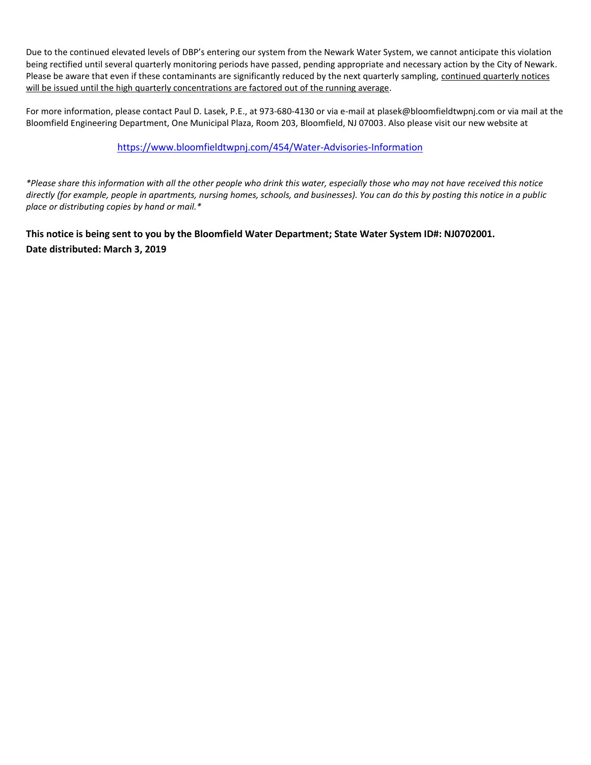Due to the continued elevated levels of DBP's entering our system from the Newark Water System, we cannot anticipate this violation being rectified until several quarterly monitoring periods have passed, pending appropriate and necessary action by the City of Newark. Please be aware that even if these contaminants are significantly reduced by the next quarterly sampling, continued quarterly notices will be issued until the high quarterly concentrations are factored out of the running average.

For more information, please contact Paul D. Lasek, P.E., at 973-680-4130 or via e-mail at plasek@bloomfieldtwpnj.com or via mail at the Bloomfield Engineering Department, One Municipal Plaza, Room 203, Bloomfield, NJ 07003. Also please visit our new website at

https://www.bloomfieldtwpnj.com/454/Water-Advisories-Information

*\*Please share this information with all the other people who drink this water, especially those who may not have received this notice directly (for example, people in apartments, nursing homes, schools, and businesses). You can do this by posting this notice in a public place or distributing copies by hand or mail.\**

**This notice is being sent to you by the Bloomfield Water Department; State Water System ID#: NJ0702001.**
**Date distributed: March 3, 2019**